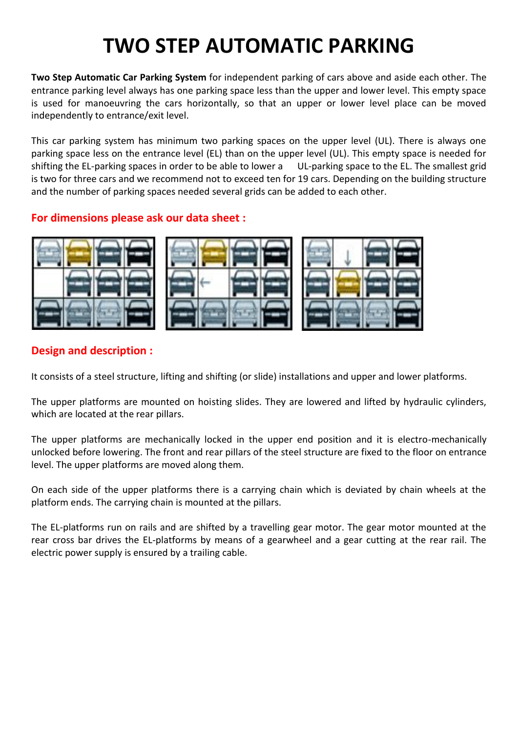# TWO STEP AUTOMATIC PARKING

**Two Step Automatic Car Parking System** for independent parking of cars above and aside each other. The entrance parking level always has one parking space less than the upper and lower level. This empty space is used for manoeuvring the cars horizontally, so that an upper or lower level place can be moved independently to entrance/exit level.

This car parking system has minimum two parking spaces on the upper level (UL). There is always one parking space less on the entrance level (EL) than on the upper level (UL). This empty space is needed for shifting the EL-parking spaces in order to be able to lower a UL-parking space to the EL. The smallest grid is two for three cars and we recommend not to exceed ten for 19 cars. Depending on the building structure and the number of parking spaces needed several grids can be added to each other.

## For dimensions please ask our data sheet :

## Design and description :

It consists of a steel structure, lifting and shifting (or slide) installations and upper and lower platforms.

The upper platforms are mounted on hoisting slides. They are lowered and lifted by hydraulic cylinders, which are located at the rear pillars.

The upper platforms are mechanically locked in the upper end position and it is electro-mechanically unlocked before lowering. The front and rear pillars of the steel structure are fixed to the floor on entrance level. The upper platforms are moved along them.

On each side of the upper platforms there is a carrying chain which is deviated by chain wheels at the platform ends. The carrying chain is mounted at the pillars.

The EL-platforms run on rails and are shifted by a travelling gear motor. The gear motor mounted at the rear cross bar drives the EL-platforms by means of a gearwheel and a gear cutting at the rear rail. The electric power supply is ensured by a trailing cable.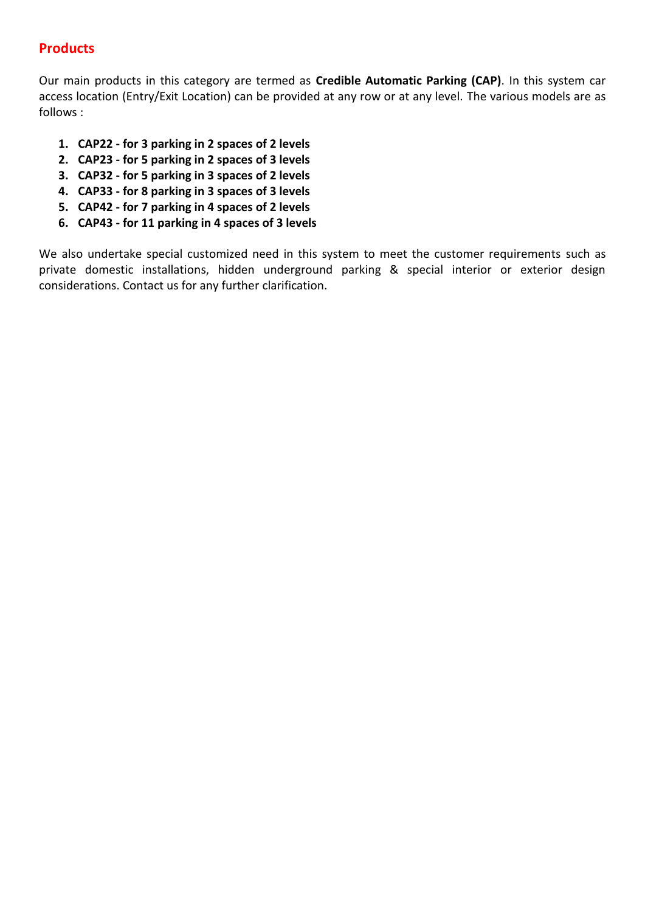## Products

Our main products in this category are termed as **Credible Automatic Parking (CAP)**. In this system car access location (Entry/Exit Location) can be provided at any row or at any level. The various models are as follows :

1. **CAP22 - for 3 parking in 2 spaces of 2 levels**
2. **CAP23 - for 5 parking in 2 spaces of 3 levels**
3. **CAP32 - for 5 parking in 3 spaces of 2 levels**
4. **CAP33 - for 8 parking in 3 spaces of 3 levels**
5. **CAP42 - for 7 parking in 4 spaces of 2 levels**
6. **CAP43 - for 11 parking in 4 spaces of 3 levels**

We also undertake special customized need in this system to meet the customer requirements such as private domestic installations, hidden underground parking & special interior or exterior design considerations. Contact us for any further clarification.